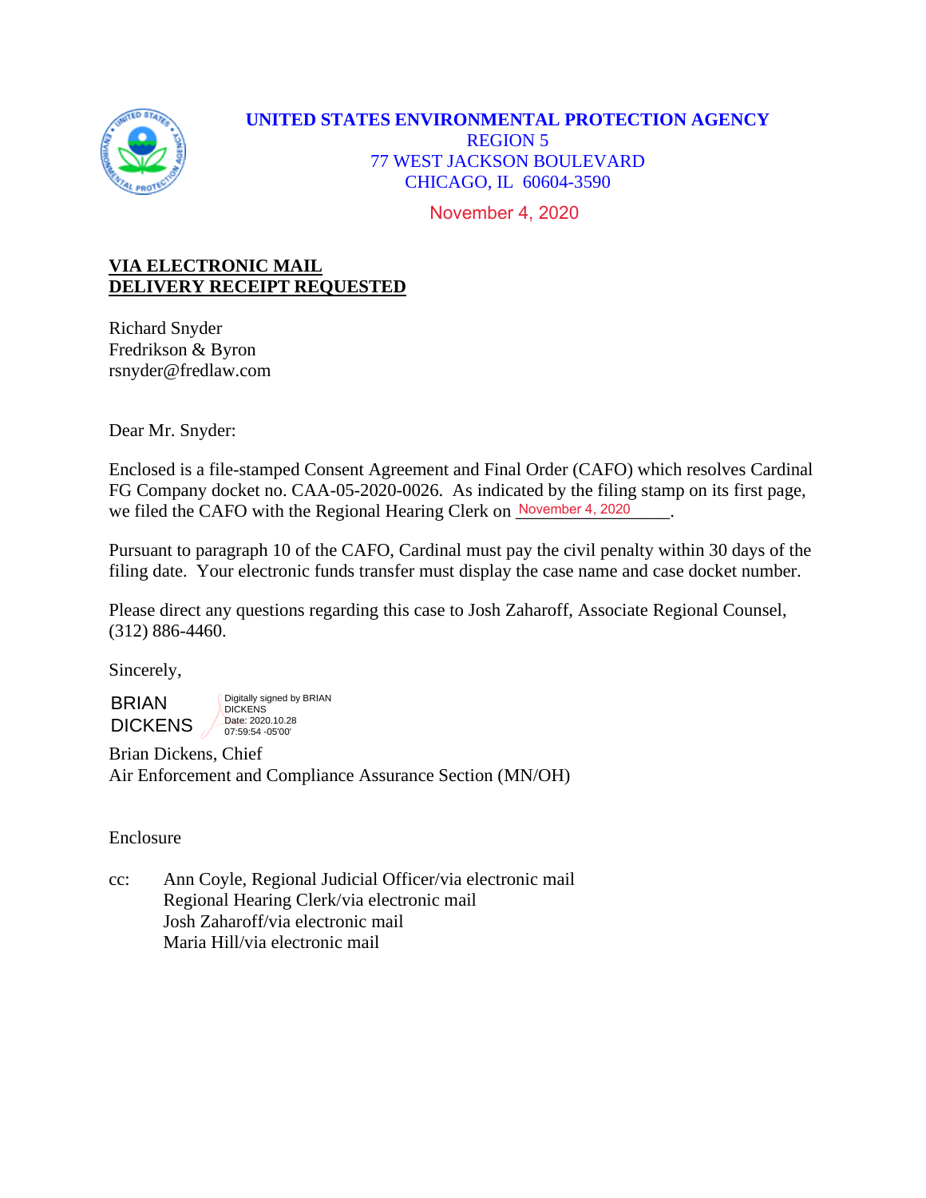**UNITED STATES ENVIRONMENTAL PROTECTION AGENCY**
REGION 5
77 WEST JACKSON BOULEVARD
CHICAGO, IL 60604-3590

November 4, 2020

**VIA ELECTRONIC MAIL**
**DELIVERY RECEIPT REQUESTED**

Richard Snyder
Fredrikson & Byron
rsnyder@fredlaw.com

Dear Mr. Snyder:

Enclosed is a file-stamped Consent Agreement and Final Order (CAFO) which resolves Cardinal FG Company docket no. CAA-05-2020-0026. As indicated by the filing stamp on its first page, we filed the CAFO with the Regional Hearing Clerk on November 4, 2020.

Pursuant to paragraph 10 of the CAFO, Cardinal must pay the civil penalty within 30 days of the filing date. Your electronic funds transfer must display the case name and case docket number.

Please direct any questions regarding this case to Josh Zaharoff, Associate Regional Counsel, (312) 886-4460.

Sincerely,

BRIAN DICKENS
Digitally signed by BRIAN DICKENS
Date: 2020.10.28 07:59:54 -05'00'

Brian Dickens, Chief
Air Enforcement and Compliance Assurance Section (MN/OH)

Enclosure

cc: Ann Coyle, Regional Judicial Officer/via electronic mail
Regional Hearing Clerk/via electronic mail
Josh Zaharoff/via electronic mail
Maria Hill/via electronic mail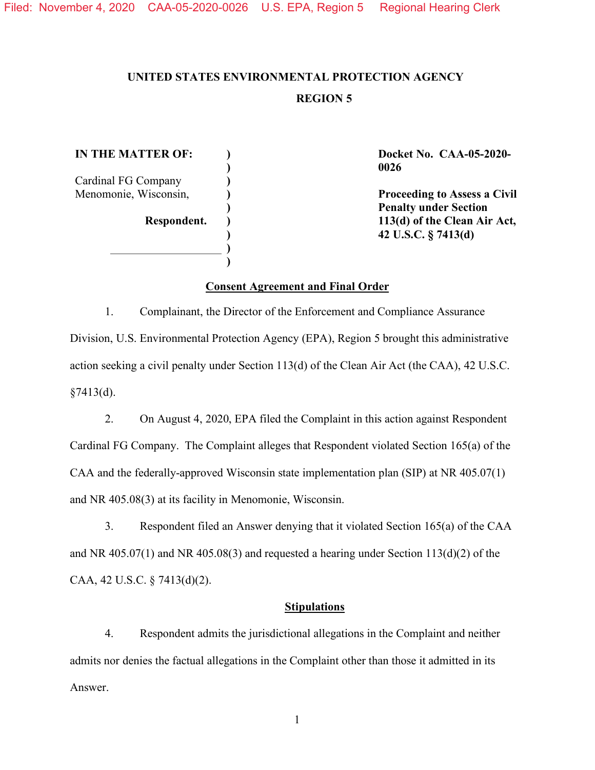Filed: November 4, 2020 CAA-05-2020-0026 U.S. EPA, Region 5 Regional Hearing Clerk

**UNITED STATES ENVIRONMENTAL PROTECTION AGENCY**

**REGION 5**

| **IN THE MATTER OF:** | ) | **Docket No. CAA-05-2020-0026** |
|---|---|---|
| Cardinal FG Company<br>Menomonie, Wisconsin, | ) | **Proceeding to Assess a Civil Penalty under Section 113(d) of the Clean Air Act, 42 U.S.C. § 7413(d)** |
| **Respondent.** | ) | |

## Consent Agreement and Final Order

1. Complainant, the Director of the Enforcement and Compliance Assurance Division, U.S. Environmental Protection Agency (EPA), Region 5 brought this administrative action seeking a civil penalty under Section 113(d) of the Clean Air Act (the CAA), 42 U.S.C. §7413(d).

2. On August 4, 2020, EPA filed the Complaint in this action against Respondent Cardinal FG Company. The Complaint alleges that Respondent violated Section 165(a) of the CAA and the federally-approved Wisconsin state implementation plan (SIP) at NR 405.07(1) and NR 405.08(3) at its facility in Menomonie, Wisconsin.

3. Respondent filed an Answer denying that it violated Section 165(a) of the CAA and NR 405.07(1) and NR 405.08(3) and requested a hearing under Section 113(d)(2) of the CAA, 42 U.S.C. § 7413(d)(2).

## Stipulations

4. Respondent admits the jurisdictional allegations in the Complaint and neither admits nor denies the factual allegations in the Complaint other than those it admitted in its Answer.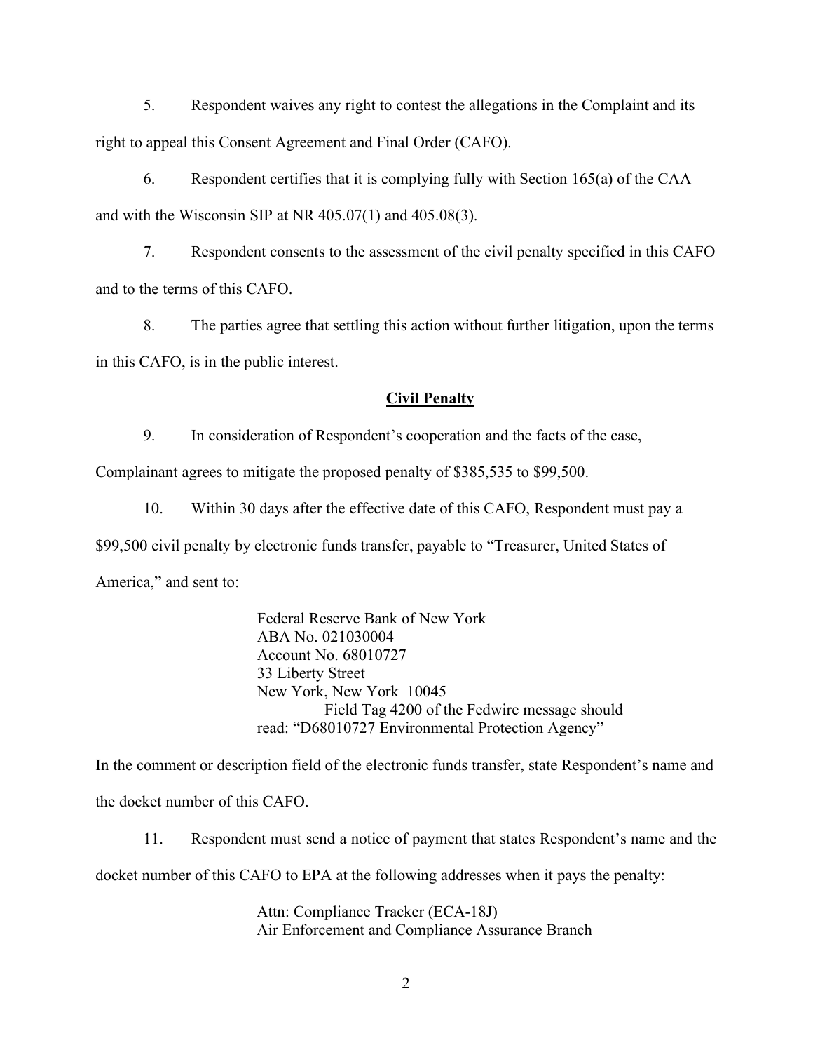5. Respondent waives any right to contest the allegations in the Complaint and its right to appeal this Consent Agreement and Final Order (CAFO).

6. Respondent certifies that it is complying fully with Section 165(a) of the CAA and with the Wisconsin SIP at NR 405.07(1) and 405.08(3).

7. Respondent consents to the assessment of the civil penalty specified in this CAFO and to the terms of this CAFO.

8. The parties agree that settling this action without further litigation, upon the terms in this CAFO, is in the public interest.

## **Civil Penalty**

9. In consideration of Respondent's cooperation and the facts of the case, Complainant agrees to mitigate the proposed penalty of $385,535 to $99,500.

10. Within 30 days after the effective date of this CAFO, Respondent must pay a $99,500 civil penalty by electronic funds transfer, payable to "Treasurer, United States of America," and sent to:

> Federal Reserve Bank of New York
> ABA No. 021030004
> Account No. 68010727
> 33 Liberty Street
> New York, New York 10045
> Field Tag 4200 of the Fedwire message should read: "D68010727 Environmental Protection Agency"

In the comment or description field of the electronic funds transfer, state Respondent's name and the docket number of this CAFO.

11. Respondent must send a notice of payment that states Respondent's name and the docket number of this CAFO to EPA at the following addresses when it pays the penalty:

> Attn: Compliance Tracker (ECA-18J)
> Air Enforcement and Compliance Assurance Branch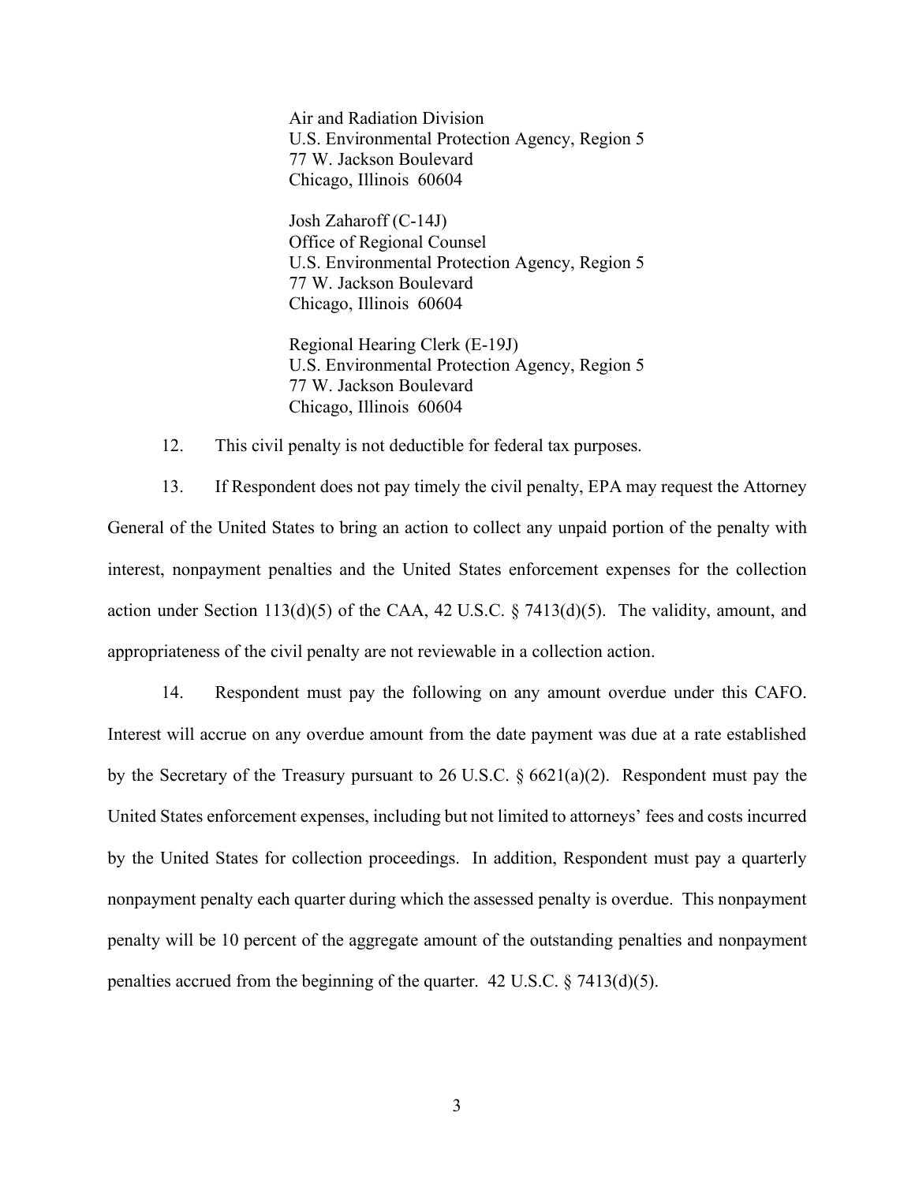Air and Radiation Division  
U.S. Environmental Protection Agency, Region 5  
77 W. Jackson Boulevard  
Chicago, Illinois 60604

Josh Zaharoff (C-14J)  
Office of Regional Counsel  
U.S. Environmental Protection Agency, Region 5  
77 W. Jackson Boulevard  
Chicago, Illinois 60604

Regional Hearing Clerk (E-19J)  
U.S. Environmental Protection Agency, Region 5  
77 W. Jackson Boulevard  
Chicago, Illinois 60604

12. This civil penalty is not deductible for federal tax purposes.

13. If Respondent does not pay timely the civil penalty, EPA may request the Attorney General of the United States to bring an action to collect any unpaid portion of the penalty with interest, nonpayment penalties and the United States enforcement expenses for the collection action under Section 113(d)(5) of the CAA, 42 U.S.C. § 7413(d)(5). The validity, amount, and appropriateness of the civil penalty are not reviewable in a collection action.

14. Respondent must pay the following on any amount overdue under this CAFO. Interest will accrue on any overdue amount from the date payment was due at a rate established by the Secretary of the Treasury pursuant to 26 U.S.C. § 6621(a)(2). Respondent must pay the United States enforcement expenses, including but not limited to attorneys' fees and costs incurred by the United States for collection proceedings. In addition, Respondent must pay a quarterly nonpayment penalty each quarter during which the assessed penalty is overdue. This nonpayment penalty will be 10 percent of the aggregate amount of the outstanding penalties and nonpayment penalties accrued from the beginning of the quarter. 42 U.S.C. § 7413(d)(5).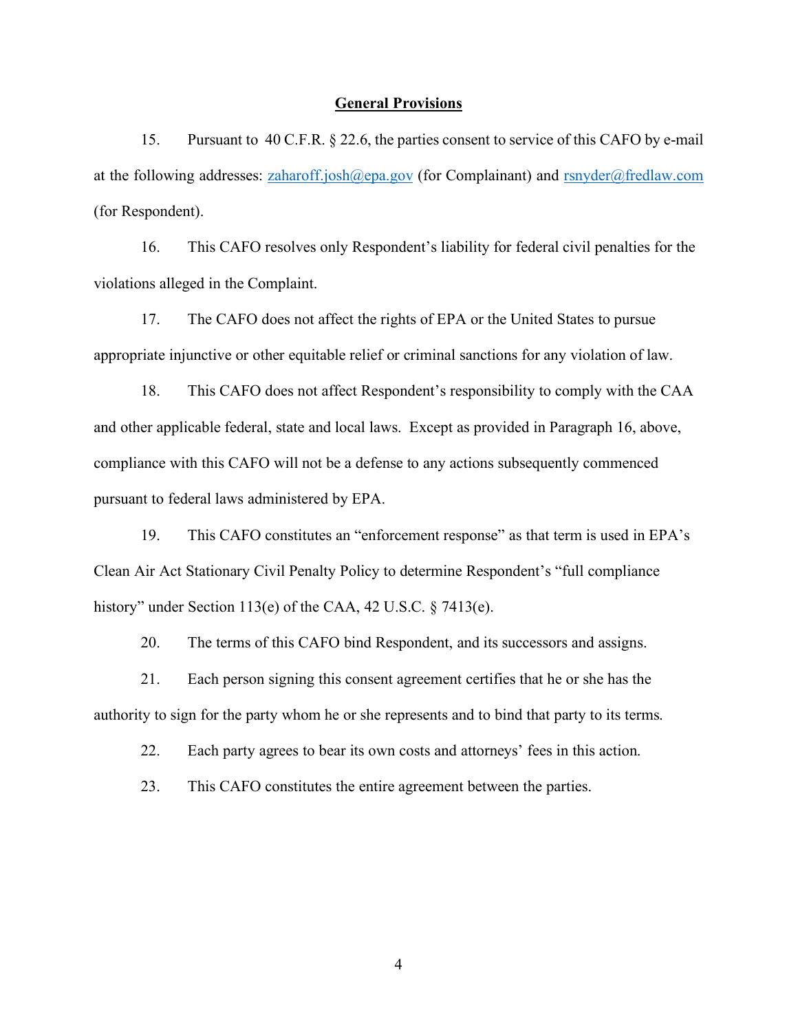## General Provisions

15. Pursuant to 40 C.F.R. § 22.6, the parties consent to service of this CAFO by e-mail at the following addresses: zaharoff.josh@epa.gov (for Complainant) and rsnyder@fredlaw.com (for Respondent).

16. This CAFO resolves only Respondent's liability for federal civil penalties for the violations alleged in the Complaint.

17. The CAFO does not affect the rights of EPA or the United States to pursue appropriate injunctive or other equitable relief or criminal sanctions for any violation of law.

18. This CAFO does not affect Respondent's responsibility to comply with the CAA and other applicable federal, state and local laws. Except as provided in Paragraph 16, above, compliance with this CAFO will not be a defense to any actions subsequently commenced pursuant to federal laws administered by EPA.

19. This CAFO constitutes an "enforcement response" as that term is used in EPA's Clean Air Act Stationary Civil Penalty Policy to determine Respondent's "full compliance history" under Section 113(e) of the CAA, 42 U.S.C. § 7413(e).

20. The terms of this CAFO bind Respondent, and its successors and assigns.

21. Each person signing this consent agreement certifies that he or she has the authority to sign for the party whom he or she represents and to bind that party to its terms.

22. Each party agrees to bear its own costs and attorneys' fees in this action.

23. This CAFO constitutes the entire agreement between the parties.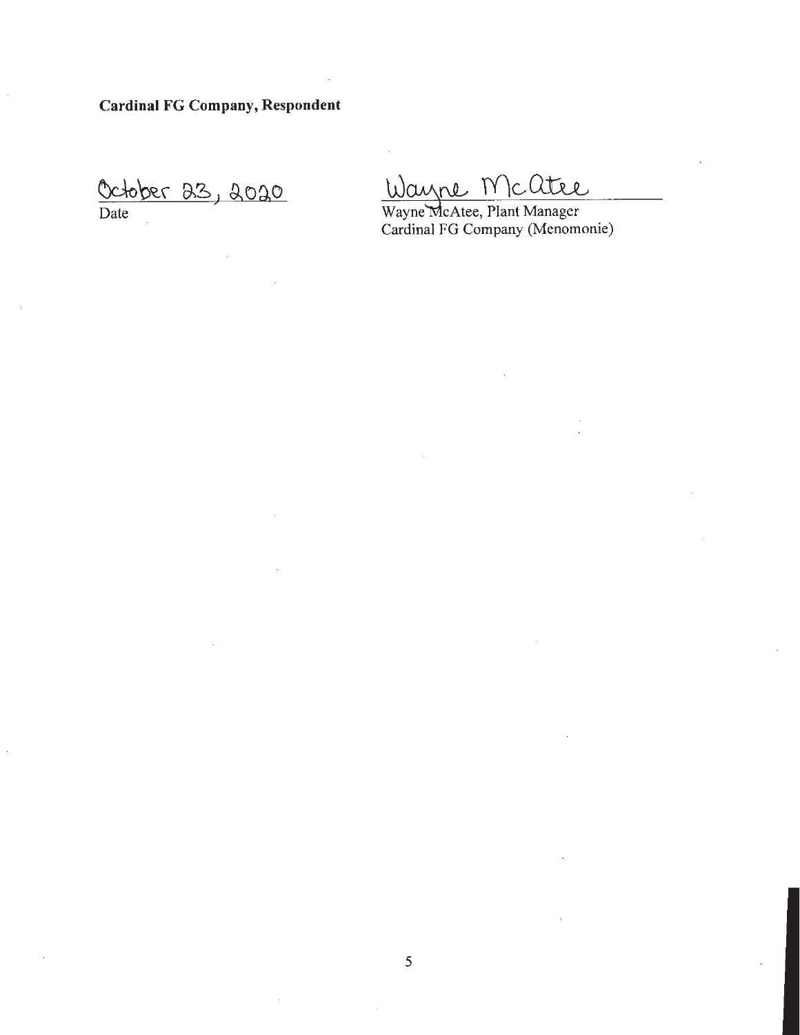**Cardinal FG Company, Respondent**

October 23, 2020
Date

Wayne McAtee
Wayne McAtee, Plant Manager
Cardinal FG Company (Menomonie)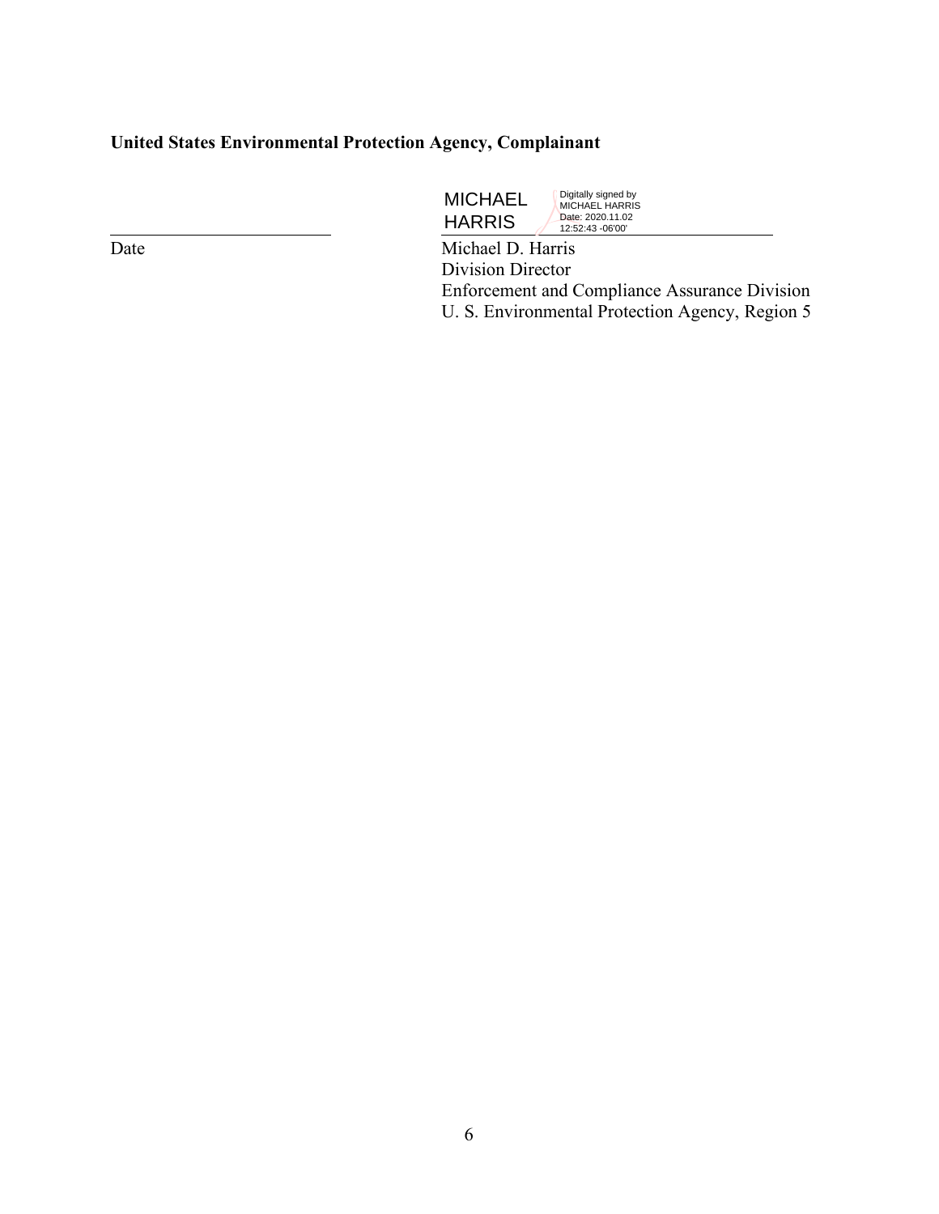**United States Environmental Protection Agency, Complainant**

MICHAEL HARRIS

Digitally signed by MICHAEL HARRIS
Date: 2020.11.02 12:52:43 -06'00'

Date

Michael D. Harris
Division Director
Enforcement and Compliance Assurance Division
U. S. Environmental Protection Agency, Region 5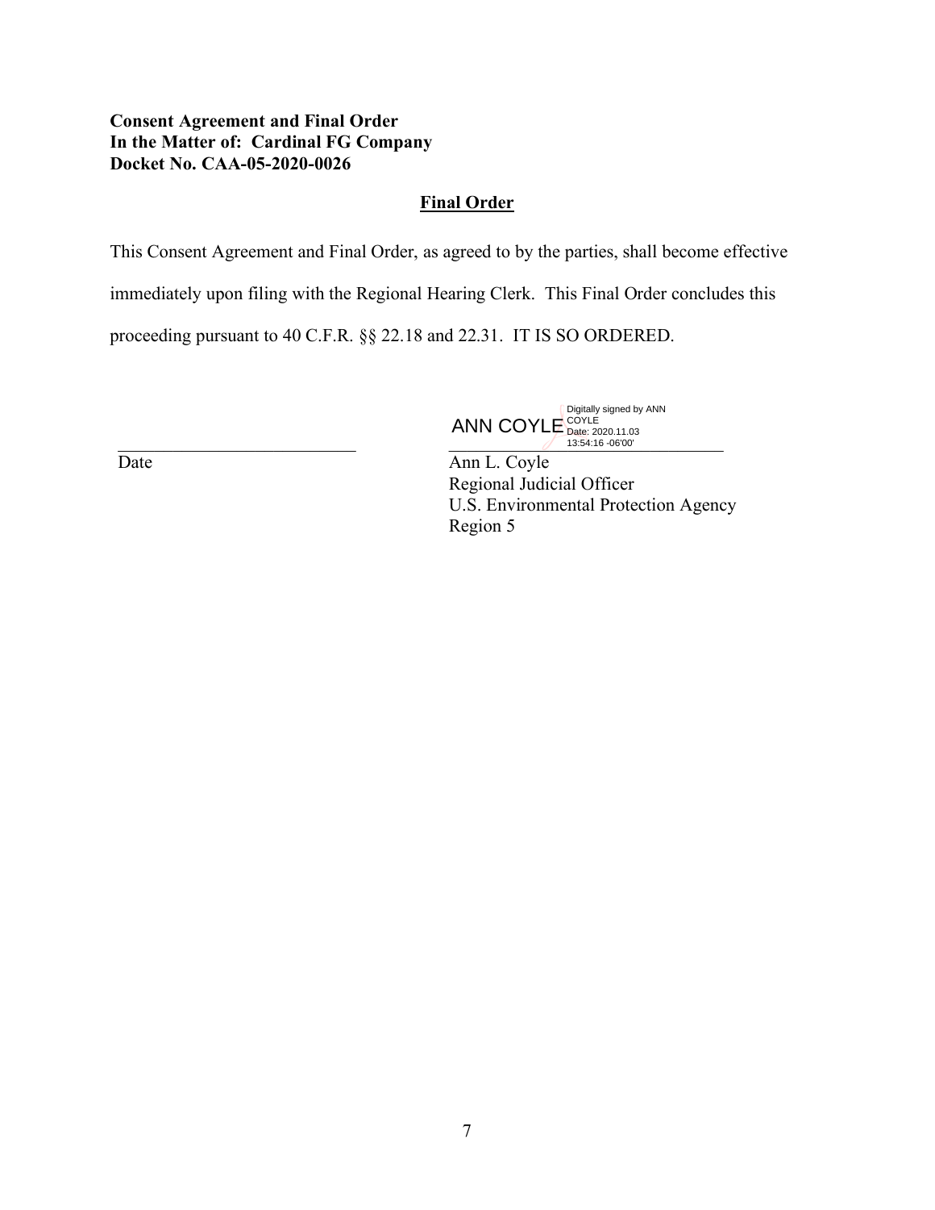**Consent Agreement and Final Order**
**In the Matter of: Cardinal FG Company**
**Docket No. CAA-05-2020-0026**

## Final Order

This Consent Agreement and Final Order, as agreed to by the parties, shall become effective immediately upon filing with the Regional Hearing Clerk. This Final Order concludes this proceeding pursuant to 40 C.F.R. §§ 22.18 and 22.31. IT IS SO ORDERED.

ANN COYLE Digitally signed by ANN COYLE Date: 2020.11.03 13:54:16 -06'00'

\_\_\_\_\_\_\_\_\_\_\_\_\_\_\_\_\_\_\_\_\_\_\_\_\_\_\_\_ \_\_\_\_\_\_\_\_\_\_\_\_\_\_\_\_\_\_\_\_\_\_\_\_\_\_\_\_\_\_\_\_

Date

Ann L. Coyle
Regional Judicial Officer
U.S. Environmental Protection Agency
Region 5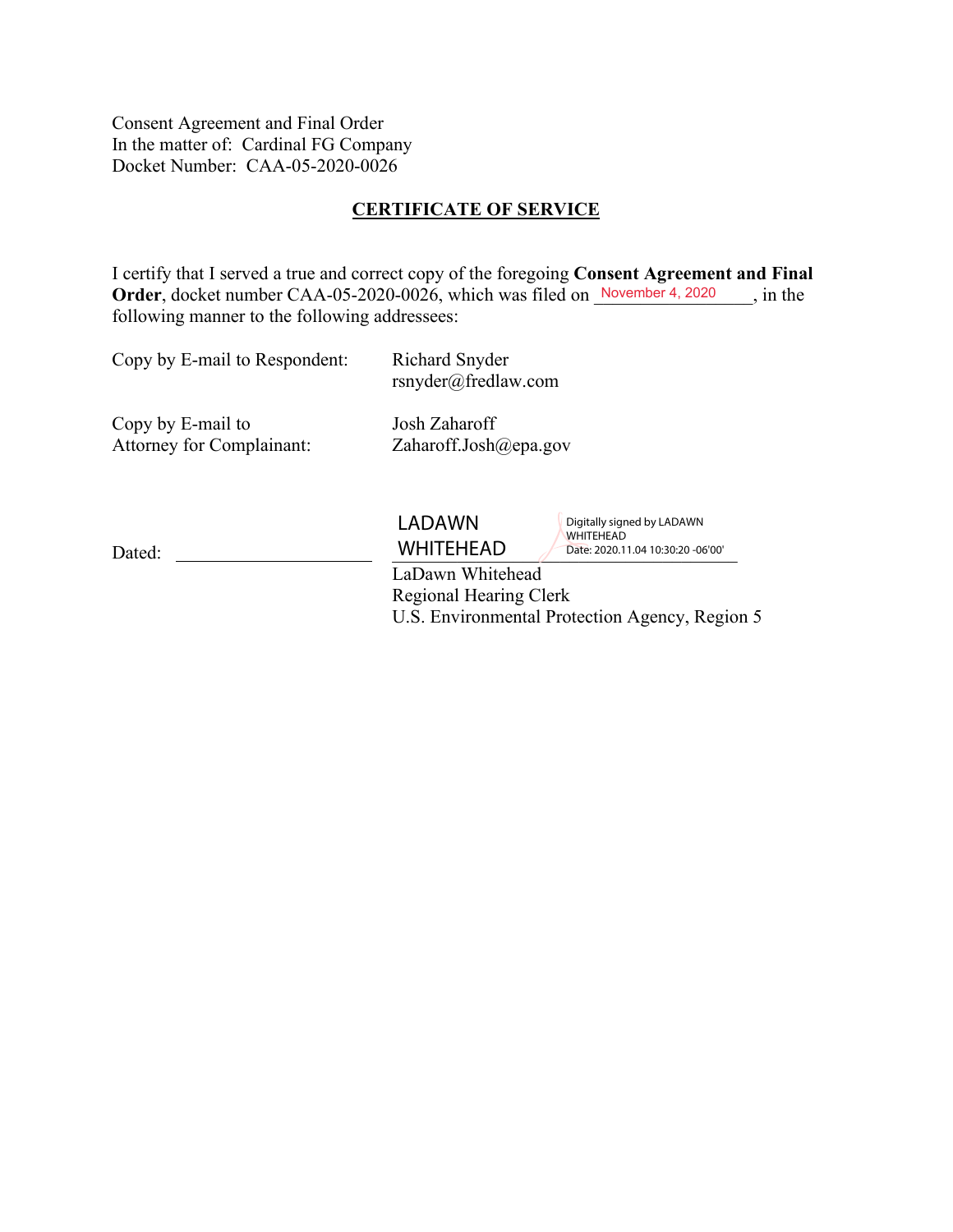Consent Agreement and Final Order
In the matter of: Cardinal FG Company
Docket Number: CAA-05-2020-0026

## CERTIFICATE OF SERVICE

I certify that I served a true and correct copy of the foregoing **Consent Agreement and Final Order**, docket number CAA-05-2020-0026, which was filed on November 4, 2020, in the following manner to the following addressees:

| | |
|---|---|
| Copy by E-mail to Respondent: | Richard Snyder<br>rsnyder@fredlaw.com |
| Copy by E-mail to Attorney for Complainant: | Josh Zaharoff<br>Zaharoff.Josh@epa.gov |

Dated: ____________________

LADAWN WHITEHEAD

Digitally signed by LADAWN WHITEHEAD
Date: 2020.11.04 10:30:20 -06'00'

LaDawn Whitehead
Regional Hearing Clerk
U.S. Environmental Protection Agency, Region 5